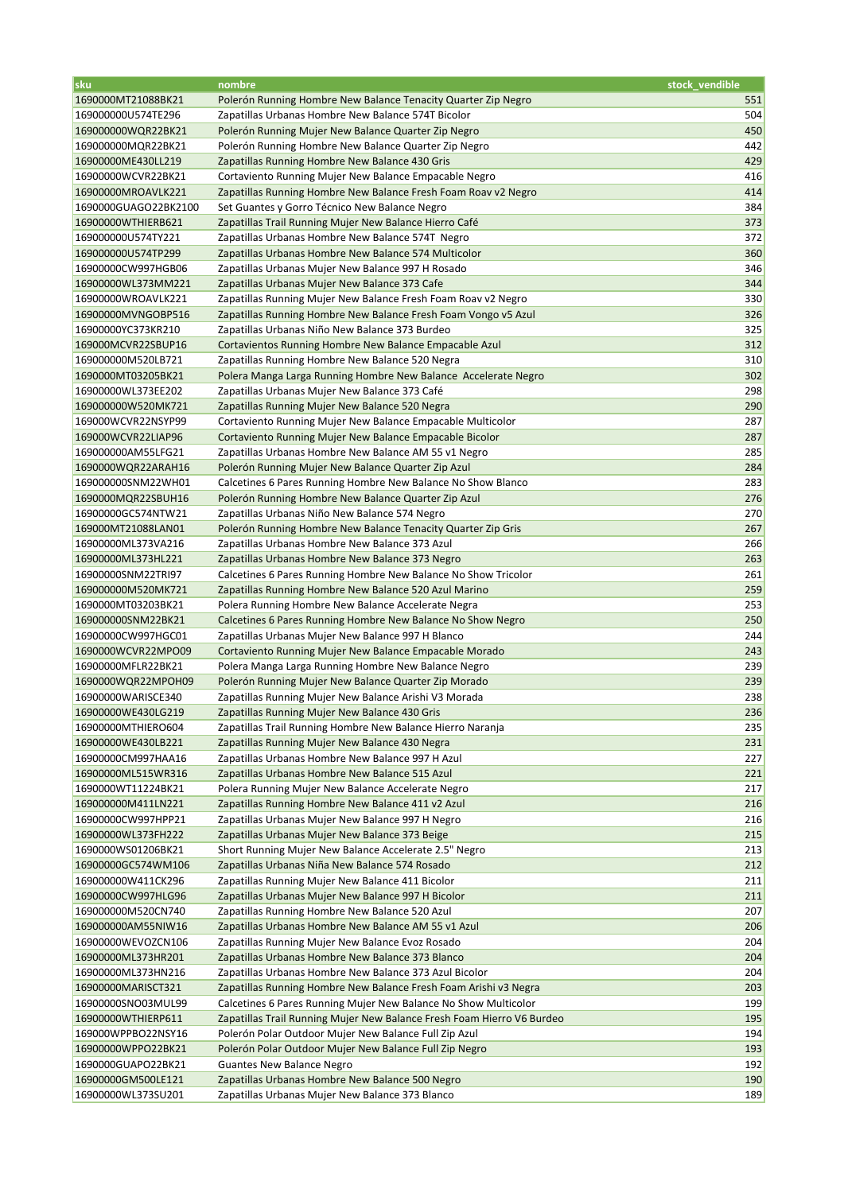| sku | nombre | stock_vendible |
|---|---|---|
| 1690000MT21088BK21 | Polerón Running Hombre New Balance Tenacity Quarter Zip Negro | 551 |
| 169000000U574TE296 | Zapatillas Urbanas Hombre New Balance 574T Bicolor | 504 |
| 169000000WQR22BK21 | Polerón Running Mujer New Balance Quarter Zip Negro | 450 |
| 169000000MQR22BK21 | Polerón Running Hombre New Balance Quarter Zip Negro | 442 |
| 16900000ME430LL219 | Zapatillas Running Hombre New Balance 430 Gris | 429 |
| 16900000WCVR22BK21 | Cortaviento Running Mujer New Balance Empacable Negro | 416 |
| 16900000MROAVLK221 | Zapatillas Running Hombre New Balance Fresh Foam Roav v2 Negro | 414 |
| 1690000GUAGO22BK2100 | Set Guantes y Gorro Técnico New Balance Negro | 384 |
| 16900000WTHIERB621 | Zapatillas Trail Running Mujer New Balance Hierro Café | 373 |
| 169000000U574TY221 | Zapatillas Urbanas Hombre New Balance 574T  Negro | 372 |
| 169000000U574TP299 | Zapatillas Urbanas Hombre New Balance 574 Multicolor | 360 |
| 16900000CW997HGB06 | Zapatillas Urbanas Mujer New Balance 997 H Rosado | 346 |
| 16900000WL373MM221 | Zapatillas Urbanas Mujer New Balance 373 Cafe | 344 |
| 16900000WROAVLK221 | Zapatillas Running Mujer New Balance Fresh Foam Roav v2 Negro | 330 |
| 16900000MVNGOBP516 | Zapatillas Running Hombre New Balance Fresh Foam Vongo v5 Azul | 326 |
| 16900000YC373KR210 | Zapatillas Urbanas Niño New Balance 373 Burdeo | 325 |
| 169000MCVR22SBUP16 | Cortavientos Running Hombre New Balance Empacable Azul | 312 |
| 169000000M520LB721 | Zapatillas Running Hombre New Balance 520 Negra | 310 |
| 1690000MT03205BK21 | Polera Manga Larga Running Hombre New Balance  Accelerate Negro | 302 |
| 16900000WL373EE202 | Zapatillas Urbanas Mujer New Balance 373 Café | 298 |
| 169000000W520MK721 | Zapatillas Running Mujer New Balance 520 Negra | 290 |
| 169000WCVR22NSYP99 | Cortaviento Running Mujer New Balance Empacable Multicolor | 287 |
| 169000WCVR22LIAP96 | Cortaviento Running Mujer New Balance Empacable Bicolor | 287 |
| 169000000AM55LFG21 | Zapatillas Urbanas Hombre New Balance AM 55 v1 Negro | 285 |
| 1690000WQR22ARAH16 | Polerón Running Mujer New Balance Quarter Zip Azul | 284 |
| 169000000SNM22WH01 | Calcetines 6 Pares Running Hombre New Balance No Show Blanco | 283 |
| 1690000MQR22SBUH16 | Polerón Running Hombre New Balance Quarter Zip Azul | 276 |
| 16900000GC574NTW21 | Zapatillas Urbanas Niño New Balance 574 Negro | 270 |
| 169000MT21088LAN01 | Polerón Running Hombre New Balance Tenacity Quarter Zip Gris | 267 |
| 16900000ML373VA216 | Zapatillas Urbanas Hombre New Balance 373 Azul | 266 |
| 16900000ML373HL221 | Zapatillas Urbanas Hombre New Balance 373 Negro | 263 |
| 16900000SNM22TRI97 | Calcetines 6 Pares Running Hombre New Balance No Show Tricolor | 261 |
| 169000000M520MK721 | Zapatillas Running Hombre New Balance 520 Azul Marino | 259 |
| 1690000MT03203BK21 | Polera Running Hombre New Balance Accelerate Negro | 253 |
| 169000000SNM22BK21 | Calcetines 6 Pares Running Hombre New Balance No Show Negro | 250 |
| 16900000CW997HGC01 | Zapatillas Urbanas Mujer New Balance 997 H Blanco | 244 |
| 1690000WCVR22MPO09 | Cortaviento Running Mujer New Balance Empacable Morado | 243 |
| 16900000MFLR22BK21 | Polera Manga Larga Running Hombre New Balance Negro | 239 |
| 1690000WQR22MPOH09 | Polerón Running Mujer New Balance Quarter Zip Morado | 239 |
| 16900000WARISCE340 | Zapatillas Running Mujer New Balance Arishi V3 Morada | 238 |
| 16900000WE430LG219 | Zapatillas Running Mujer New Balance 430 Gris | 236 |
| 16900000MTHIERO604 | Zapatillas Trail Running Hombre New Balance Hierro Naranja | 235 |
| 16900000WE430LB221 | Zapatillas Running Mujer New Balance 430 Negra | 231 |
| 16900000CM997HAA16 | Zapatillas Urbanas Hombre New Balance 997 H Azul | 227 |
| 16900000ML515WR316 | Zapatillas Urbanas Hombre New Balance 515 Azul | 221 |
| 1690000WT11224BK21 | Polera Running Mujer New Balance Accelerate Negro | 217 |
| 169000000M411LN221 | Zapatillas Running Hombre New Balance 411 v2 Azul | 216 |
| 16900000CW997HPP21 | Zapatillas Urbanas Mujer New Balance 997 H Negro | 216 |
| 16900000WL373FH222 | Zapatillas Urbanas Mujer New Balance 373 Beige | 215 |
| 1690000WS01206BK21 | Short Running Mujer New Balance Accelerate 2.5" Negro | 213 |
| 16900000GC574WM106 | Zapatillas Urbanas Niña New Balance 574 Rosado | 212 |
| 169000000W411CK296 | Zapatillas Running Mujer New Balance 411 Bicolor | 211 |
| 16900000CW997HLG96 | Zapatillas Urbanas Mujer New Balance 997 H Bicolor | 211 |
| 169000000M520CN740 | Zapatillas Running Hombre New Balance 520 Azul | 207 |
| 169000000AM55NIW16 | Zapatillas Urbanas Hombre New Balance AM 55 v1 Azul | 206 |
| 16900000WEVOZCN106 | Zapatillas Running Mujer New Balance Evoz Rosado | 204 |
| 16900000ML373HR201 | Zapatillas Urbanas Hombre New Balance 373 Blanco | 204 |
| 16900000ML373HN216 | Zapatillas Urbanas Hombre New Balance 373 Azul Bicolor | 204 |
| 16900000MARISCT321 | Zapatillas Running Hombre New Balance Fresh Foam Arishi v3 Negra | 203 |
| 16900000SNO03MUL99 | Calcetines 6 Pares Running Mujer New Balance No Show Multicolor | 199 |
| 16900000WTHIERP611 | Zapatillas Trail Running Mujer New Balance Fresh Foam Hierro V6 Burdeo | 195 |
| 169000WPPBO22NSY16 | Polerón Polar Outdoor Mujer New Balance Full Zip Azul | 194 |
| 16900000WPPO22BK21 | Polerón Polar Outdoor Mujer New Balance Full Zip Negro | 193 |
| 1690000GUAPO22BK21 | Guantes New Balance Negro | 192 |
| 16900000GM500LE121 | Zapatillas Urbanas Hombre New Balance 500 Negro | 190 |
| 16900000WL373SU201 | Zapatillas Urbanas Mujer New Balance 373 Blanco | 189 |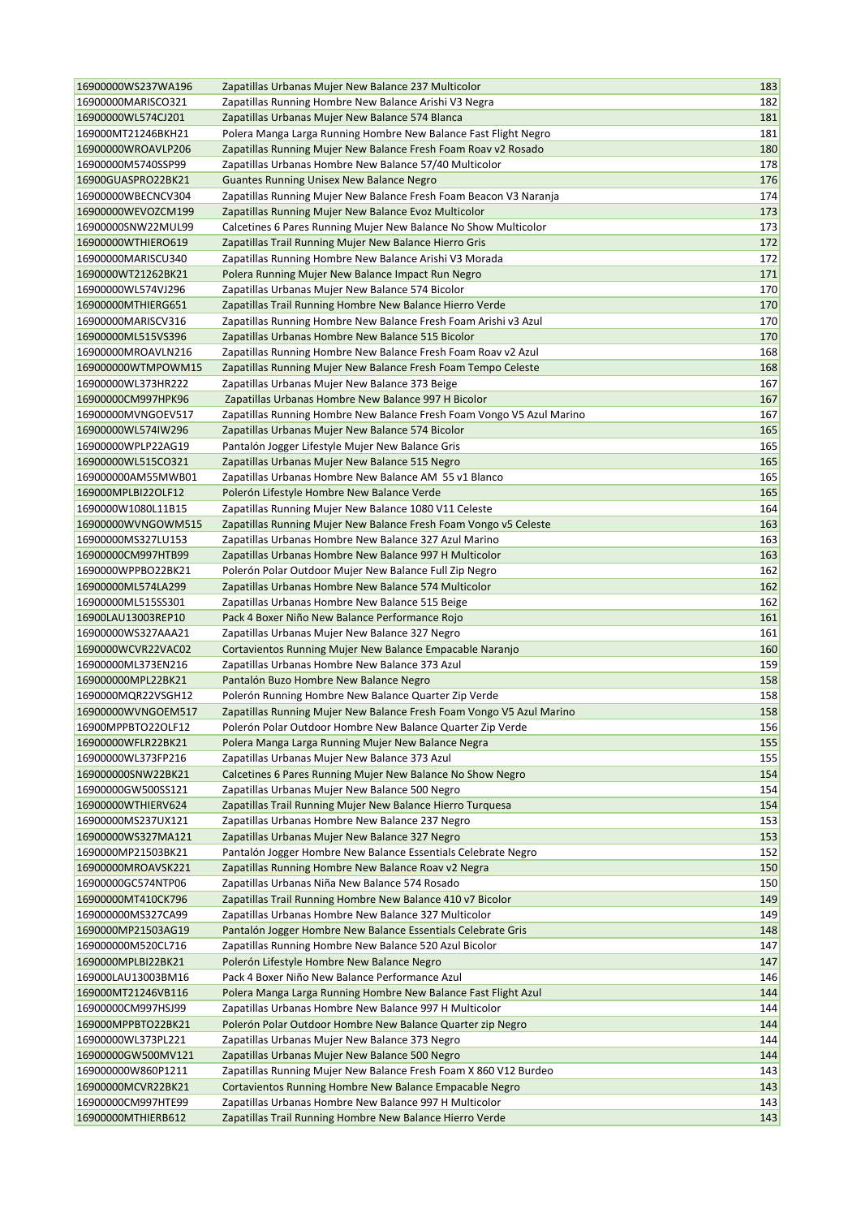| | | |
|---|---|---|
| 16900000WS237WA196 | Zapatillas Urbanas Mujer New Balance 237 Multicolor | 183 |
| 16900000MARISCO321 | Zapatillas Running Hombre New Balance Arishi V3 Negra | 182 |
| 16900000WL574CJ201 | Zapatillas Urbanas Mujer New Balance 574 Blanca | 181 |
| 169000MT21246BKH21 | Polera Manga Larga Running Hombre New Balance Fast Flight Negro | 181 |
| 16900000WROAVLP206 | Zapatillas Running Mujer New Balance Fresh Foam Roav v2 Rosado | 180 |
| 16900000M5740SSP99 | Zapatillas Urbanas Hombre New Balance 57/40 Multicolor | 178 |
| 16900GUASPRO22BK21 | Guantes Running Unisex New Balance Negro | 176 |
| 16900000WBECNCV304 | Zapatillas Running Mujer New Balance Fresh Foam Beacon V3 Naranja | 174 |
| 16900000WEVOZCM199 | Zapatillas Running Mujer New Balance Evoz Multicolor | 173 |
| 16900000SNW22MUL99 | Calcetines 6 Pares Running Mujer New Balance No Show Multicolor | 173 |
| 16900000WTHIERO619 | Zapatillas Trail Running Mujer New Balance Hierro Gris | 172 |
| 16900000MARISCU340 | Zapatillas Running Hombre New Balance Arishi V3 Morada | 172 |
| 1690000WT21262BK21 | Polera Running Mujer New Balance Impact Run Negro | 171 |
| 16900000WL574VJ296 | Zapatillas Urbanas Mujer New Balance 574 Bicolor | 170 |
| 16900000MTHIERG651 | Zapatillas Trail Running Hombre New Balance Hierro Verde | 170 |
| 16900000MARISCV316 | Zapatillas Running Hombre New Balance Fresh Foam Arishi v3 Azul | 170 |
| 16900000ML515VS396 | Zapatillas Urbanas Hombre New Balance 515 Bicolor | 170 |
| 16900000MROAVLN216 | Zapatillas Running Hombre New Balance Fresh Foam Roav v2 Azul | 168 |
| 169000000WTMPOWM15 | Zapatillas Running Mujer New Balance Fresh Foam Tempo Celeste | 168 |
| 16900000WL373HR222 | Zapatillas Urbanas Mujer New Balance 373 Beige | 167 |
| 16900000CM997HPK96 | Zapatillas Urbanas Hombre New Balance 997 H Bicolor | 167 |
| 16900000MVNGOEV517 | Zapatillas Running Hombre New Balance Fresh Foam Vongo V5 Azul Marino | 167 |
| 16900000WL574IW296 | Zapatillas Urbanas Mujer New Balance 574 Bicolor | 165 |
| 16900000WPLP22AG19 | Pantalón Jogger Lifestyle Mujer New Balance Gris | 165 |
| 16900000WL515CO321 | Zapatillas Urbanas Mujer New Balance 515 Negro | 165 |
| 169000000AM55MWB01 | Zapatillas Urbanas Hombre New Balance AM 55 v1 Blanco | 165 |
| 169000MPLBI22OLF12 | Polerón Lifestyle Hombre New Balance Verde | 165 |
| 1690000W1080L11B15 | Zapatillas Running Mujer New Balance 1080 V11 Celeste | 164 |
| 16900000WVNGOWM515 | Zapatillas Running Mujer New Balance Fresh Foam Vongo v5 Celeste | 163 |
| 16900000MS327LU153 | Zapatillas Urbanas Hombre New Balance 327 Azul Marino | 163 |
| 16900000CM997HTB99 | Zapatillas Urbanas Hombre New Balance 997 H Multicolor | 163 |
| 1690000WPPBO22BK21 | Polerón Polar Outdoor Mujer New Balance Full Zip Negro | 162 |
| 16900000ML574LA299 | Zapatillas Urbanas Hombre New Balance 574 Multicolor | 162 |
| 16900000ML515SS301 | Zapatillas Urbanas Hombre New Balance 515 Beige | 162 |
| 16900LAU13003REP10 | Pack 4 Boxer Niño New Balance Performance Rojo | 161 |
| 16900000WS327AAA21 | Zapatillas Urbanas Mujer New Balance 327 Negro | 161 |
| 1690000WCVR22VAC02 | Cortavientos Running Mujer New Balance Empacable Naranjo | 160 |
| 16900000ML373EN216 | Zapatillas Urbanas Hombre New Balance 373 Azul | 159 |
| 169000000MPL22BK21 | Pantalón Buzo Hombre New Balance Negro | 158 |
| 1690000MQR22VSGH12 | Polerón Running Hombre New Balance Quarter Zip Verde | 158 |
| 16900000WVNGOEM517 | Zapatillas Running Mujer New Balance Fresh Foam Vongo V5 Azul Marino | 158 |
| 16900MPPBTO22OLF12 | Polerón Polar Outdoor Hombre New Balance Quarter Zip Verde | 156 |
| 16900000WFLR22BK21 | Polera Manga Larga Running Mujer New Balance Negra | 155 |
| 16900000WL373FP216 | Zapatillas Urbanas Mujer New Balance 373 Azul | 155 |
| 169000000SNW22BK21 | Calcetines 6 Pares Running Mujer New Balance No Show Negro | 154 |
| 16900000GW500SS121 | Zapatillas Urbanas Mujer New Balance 500 Negro | 154 |
| 16900000WTHIERV624 | Zapatillas Trail Running Mujer New Balance Hierro Turquesa | 154 |
| 16900000MS237UX121 | Zapatillas Urbanas Hombre New Balance 237 Negro | 153 |
| 16900000WS327MA121 | Zapatillas Urbanas Mujer New Balance 327 Negro | 153 |
| 1690000MP21503BK21 | Pantalón Jogger Hombre New Balance Essentials Celebrate Negro | 152 |
| 16900000MROAVSK221 | Zapatillas Running Hombre New Balance Roav v2 Negra | 150 |
| 16900000GC574NTP06 | Zapatillas Urbanas Niña New Balance 574 Rosado | 150 |
| 16900000MT410CK796 | Zapatillas Trail Running Hombre New Balance 410 v7 Bicolor | 149 |
| 169000000MS327CA99 | Zapatillas Urbanas Hombre New Balance 327 Multicolor | 149 |
| 1690000MP21503AG19 | Pantalón Jogger Hombre New Balance Essentials Celebrate Gris | 148 |
| 169000000M520CL716 | Zapatillas Running Hombre New Balance 520 Azul Bicolor | 147 |
| 1690000MPLBI22BK21 | Polerón Lifestyle Hombre New Balance Negro | 147 |
| 169000LAU13003BM16 | Pack 4 Boxer Niño New Balance Performance Azul | 146 |
| 169000MT21246VB116 | Polera Manga Larga Running Hombre New Balance Fast Flight Azul | 144 |
| 16900000CM997HSJ99 | Zapatillas Urbanas Hombre New Balance 997 H Multicolor | 144 |
| 169000MPPBTO22BK21 | Polerón Polar Outdoor Hombre New Balance Quarter zip Negro | 144 |
| 16900000WL373PL221 | Zapatillas Urbanas Mujer New Balance 373 Negro | 144 |
| 16900000GW500MV121 | Zapatillas Urbanas Mujer New Balance 500 Negro | 144 |
| 169000000W860P1211 | Zapatillas Running Mujer New Balance Fresh Foam X 860 V12 Burdeo | 143 |
| 16900000MCVR22BK21 | Cortavientos Running Hombre New Balance Empacable Negro | 143 |
| 16900000CM997HTE99 | Zapatillas Urbanas Hombre New Balance 997 H Multicolor | 143 |
| 16900000MTHIERB612 | Zapatillas Trail Running Hombre New Balance Hierro Verde | 143 |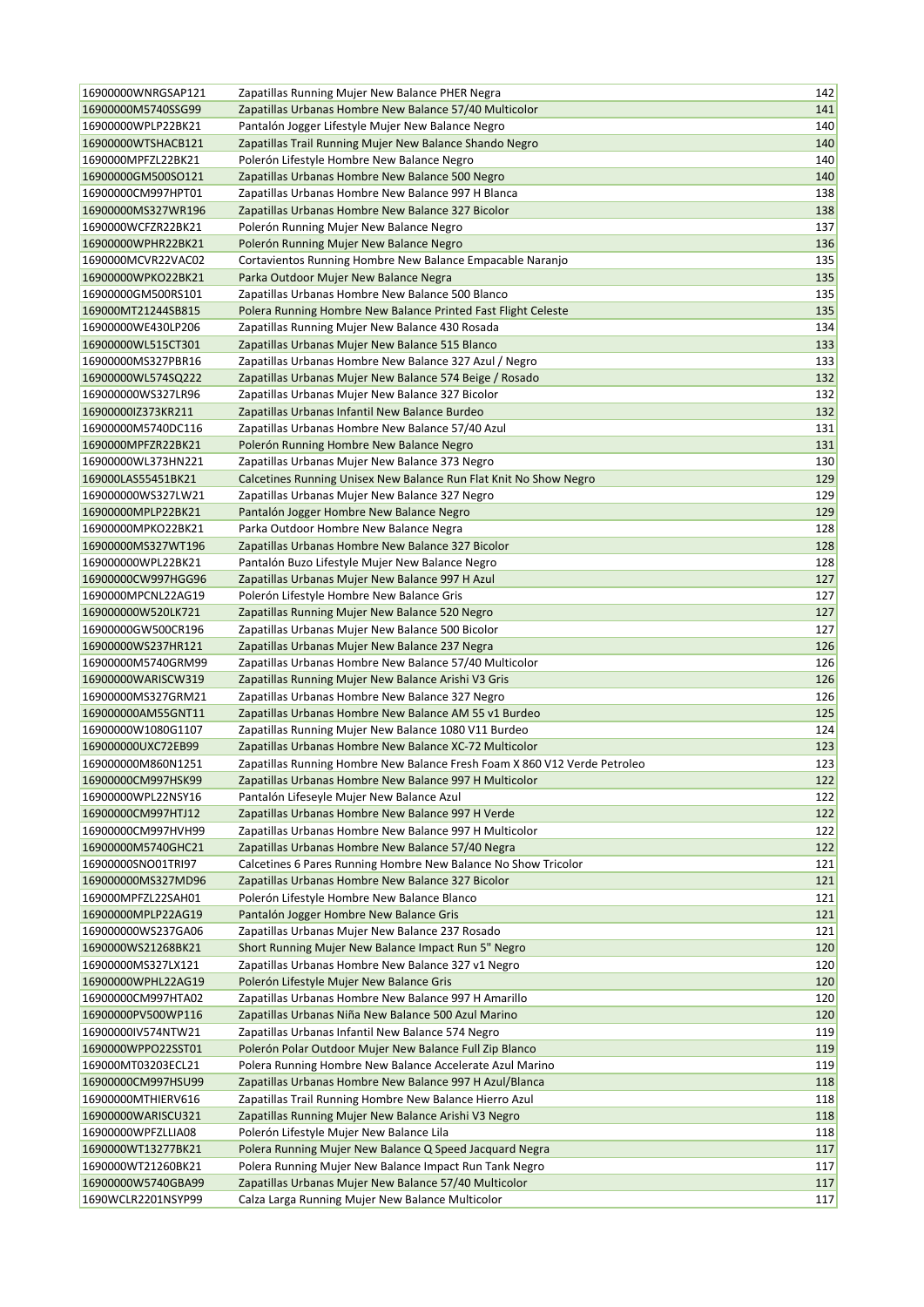| | | |
|---|---|---|
| 16900000WNRGSAP121 | Zapatillas Running Mujer New Balance PHER Negra | 142 |
| 16900000M5740SSG99 | Zapatillas Urbanas Hombre New Balance 57/40 Multicolor | 141 |
| 16900000WPLP22BK21 | Pantalón Jogger Lifestyle Mujer New Balance Negro | 140 |
| 16900000WTSHACB121 | Zapatillas Trail Running Mujer New Balance Shando Negro | 140 |
| 1690000MPFZL22BK21 | Polerón Lifestyle Hombre New Balance Negro | 140 |
| 16900000GM500SO121 | Zapatillas Urbanas Hombre New Balance 500 Negro | 140 |
| 16900000CM997HPT01 | Zapatillas Urbanas Hombre New Balance 997 H Blanca | 138 |
| 16900000MS327WR196 | Zapatillas Urbanas Hombre New Balance 327 Bicolor | 138 |
| 1690000WCFZR22BK21 | Polerón Running Mujer New Balance Negro | 137 |
| 16900000WPHR22BK21 | Polerón Running Mujer New Balance Negro | 136 |
| 1690000MCVR22VAC02 | Cortavientos Running Hombre New Balance Empacable Naranjo | 135 |
| 16900000WPKO22BK21 | Parka Outdoor Mujer New Balance Negra | 135 |
| 16900000GM500RS101 | Zapatillas Urbanas Hombre New Balance 500 Blanco | 135 |
| 169000MT21244SB815 | Polera Running Hombre New Balance Printed Fast Flight Celeste | 135 |
| 16900000WE430LP206 | Zapatillas Running Mujer New Balance 430 Rosada | 134 |
| 16900000WL515CT301 | Zapatillas Urbanas Mujer New Balance 515 Blanco | 133 |
| 16900000MS327PBR16 | Zapatillas Urbanas Hombre New Balance 327 Azul / Negro | 133 |
| 16900000WL574SQ222 | Zapatillas Urbanas Mujer New Balance 574 Beige / Rosado | 132 |
| 169000000WS327LR96 | Zapatillas Urbanas Mujer New Balance 327 Bicolor | 132 |
| 16900000IZ373KR211 | Zapatillas Urbanas Infantil New Balance Burdeo | 132 |
| 16900000M5740DC116 | Zapatillas Urbanas Hombre New Balance 57/40 Azul | 131 |
| 1690000MPFZR22BK21 | Polerón Running Hombre New Balance Negro | 131 |
| 16900000WL373HN221 | Zapatillas Urbanas Mujer New Balance 373 Negro | 130 |
| 169000LAS55451BK21 | Calcetines Running Unisex New Balance Run Flat Knit No Show Negro | 129 |
| 169000000WS327LW21 | Zapatillas Urbanas Mujer New Balance 327 Negro | 129 |
| 16900000MPLP22BK21 | Pantalón Jogger Hombre New Balance Negro | 129 |
| 16900000MPKO22BK21 | Parka Outdoor Hombre New Balance Negra | 128 |
| 16900000MS327WT196 | Zapatillas Urbanas Hombre New Balance 327 Bicolor | 128 |
| 169000000WPL22BK21 | Pantalón Buzo Lifestyle Mujer New Balance Negro | 128 |
| 16900000CW997HGG96 | Zapatillas Urbanas Mujer New Balance 997 H Azul | 127 |
| 1690000MPCNL22AG19 | Polerón Lifestyle Hombre New Balance Gris | 127 |
| 169000000W520LK721 | Zapatillas Running Mujer New Balance 520 Negro | 127 |
| 16900000GW500CR196 | Zapatillas Urbanas Mujer New Balance 500 Bicolor | 127 |
| 16900000WS237HR121 | Zapatillas Urbanas Mujer New Balance 237 Negra | 126 |
| 16900000M5740GRM99 | Zapatillas Urbanas Hombre New Balance 57/40 Multicolor | 126 |
| 16900000WARISCW319 | Zapatillas Running Mujer New Balance Arishi V3 Gris | 126 |
| 16900000MS327GRM21 | Zapatillas Urbanas Hombre New Balance 327 Negro | 126 |
| 169000000AM55GNT11 | Zapatillas Urbanas Hombre New Balance AM 55 v1 Burdeo | 125 |
| 16900000W1080G1107 | Zapatillas Running Mujer New Balance 1080 V11 Burdeo | 124 |
| 169000000UXC72EB99 | Zapatillas Urbanas Hombre New Balance XC-72 Multicolor | 123 |
| 169000000M860N1251 | Zapatillas Running Hombre New Balance Fresh Foam X 860 V12 Verde Petroleo | 123 |
| 16900000CM997HSK99 | Zapatillas Urbanas Hombre New Balance 997 H Multicolor | 122 |
| 16900000WPL22NSY16 | Pantalón Lifeseyle Mujer New Balance Azul | 122 |
| 16900000CM997HTJ12 | Zapatillas Urbanas Hombre New Balance 997 H Verde | 122 |
| 16900000CM997HVH99 | Zapatillas Urbanas Hombre New Balance 997 H Multicolor | 122 |
| 16900000M5740GHC21 | Zapatillas Urbanas Hombre New Balance 57/40 Negra | 122 |
| 16900000SNO01TRI97 | Calcetines 6 Pares Running Hombre New Balance No Show Tricolor | 121 |
| 169000000MS327MD96 | Zapatillas Urbanas Hombre New Balance 327 Bicolor | 121 |
| 169000MPFZL22SAH01 | Polerón Lifestyle Hombre New Balance Blanco | 121 |
| 16900000MPLP22AG19 | Pantalón Jogger Hombre New Balance Gris | 121 |
| 169000000WS237GA06 | Zapatillas Urbanas Mujer New Balance 237 Rosado | 121 |
| 1690000WS21268BK21 | Short Running Mujer New Balance Impact Run 5" Negro | 120 |
| 16900000MS327LX121 | Zapatillas Urbanas Hombre New Balance 327 v1 Negro | 120 |
| 16900000WPHL22AG19 | Polerón Lifestyle Mujer New Balance Gris | 120 |
| 16900000CM997HTA02 | Zapatillas Urbanas Hombre New Balance 997 H Amarillo | 120 |
| 16900000PV500WP116 | Zapatillas Urbanas Niña New Balance 500 Azul Marino | 120 |
| 16900000IV574NTW21 | Zapatillas Urbanas Infantil New Balance 574 Negro | 119 |
| 1690000WPPO22SST01 | Polerón Polar Outdoor Mujer New Balance Full Zip Blanco | 119 |
| 169000MT03203ECL21 | Polera Running Hombre New Balance Accelerate Azul Marino | 119 |
| 16900000CM997HSU99 | Zapatillas Urbanas Hombre New Balance 997 H Azul/Blanca | 118 |
| 16900000MTHIERV616 | Zapatillas Trail Running Hombre New Balance Hierro Azul | 118 |
| 16900000WARISCU321 | Zapatillas Running Mujer New Balance Arishi V3 Negro | 118 |
| 16900000WPFZLLIA08 | Polerón Lifestyle Mujer New Balance Lila | 118 |
| 1690000WT13277BK21 | Polera Running Mujer New Balance Q Speed Jacquard Negra | 117 |
| 1690000WT21260BK21 | Polera Running Mujer New Balance Impact Run Tank Negro | 117 |
| 16900000W5740GBA99 | Zapatillas Urbanas Mujer New Balance 57/40 Multicolor | 117 |
| 1690WCLR2201NSYP99 | Calza Larga Running Mujer New Balance Multicolor | 117 |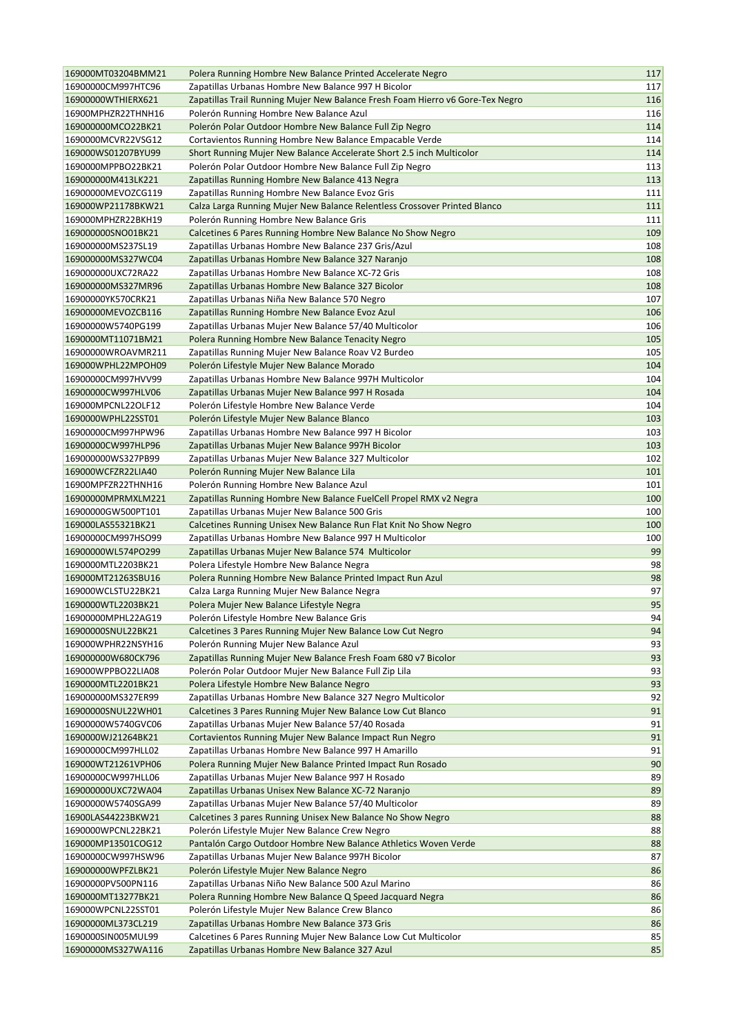| | | |
|---|---|---|
| 169000MT03204BMM21 | Polera Running Hombre New Balance Printed Accelerate Negro | 117 |
| 16900000CM997HTC96 | Zapatillas Urbanas Hombre New Balance 997 H Bicolor | 117 |
| 16900000WTHIERX621 | Zapatillas Trail Running Mujer New Balance Fresh Foam Hierro v6 Gore-Tex Negro | 116 |
| 16900MPHZR22THNH16 | Polerón Running Hombre New Balance Azul | 116 |
| 169000000MCO22BK21 | Polerón Polar Outdoor Hombre New Balance Full Zip Negro | 114 |
| 1690000MCVR22VSG12 | Cortavientos Running Hombre New Balance Empacable Verde | 114 |
| 169000WS01207BYU99 | Short Running Mujer New Balance Accelerate Short 2.5 inch Multicolor | 114 |
| 1690000MPPBO22BK21 | Polerón Polar Outdoor Hombre New Balance Full Zip Negro | 113 |
| 169000000M413LK221 | Zapatillas Running Hombre New Balance 413 Negra | 113 |
| 16900000MEVOZCG119 | Zapatillas Running Hombre New Balance Evoz Gris | 111 |
| 169000WP21178BKW21 | Calza Larga Running Mujer New Balance Relentless Crossover Printed Blanco | 111 |
| 169000MPHZR22BKH19 | Polerón Running Hombre New Balance Gris | 111 |
| 169000000SNO01BK21 | Calcetines 6 Pares Running Hombre New Balance No Show Negro | 109 |
| 169000000MS237SL19 | Zapatillas Urbanas Hombre New Balance 237 Gris/Azul | 108 |
| 169000000MS327WC04 | Zapatillas Urbanas Hombre New Balance 327 Naranjo | 108 |
| 169000000UXC72RA22 | Zapatillas Urbanas Hombre New Balance XC-72 Gris | 108 |
| 169000000MS327MR96 | Zapatillas Urbanas Hombre New Balance 327 Bicolor | 108 |
| 16900000YK570CRK21 | Zapatillas Urbanas Niña New Balance 570 Negro | 107 |
| 16900000MEVOZCB116 | Zapatillas Running Hombre New Balance Evoz Azul | 106 |
| 16900000W5740PG199 | Zapatillas Urbanas Mujer New Balance 57/40 Multicolor | 106 |
| 1690000MT11071BM21 | Polera Running Hombre New Balance Tenacity Negro | 105 |
| 16900000WROAVMR211 | Zapatillas Running Mujer New Balance Roav V2 Burdeo | 105 |
| 169000WPHL22MPOH09 | Polerón Lifestyle Mujer New Balance Morado | 104 |
| 16900000CM997HVV99 | Zapatillas Urbanas Hombre New Balance 997H Multicolor | 104 |
| 16900000CW997HLV06 | Zapatillas Urbanas Mujer New Balance 997 H Rosada | 104 |
| 169000MPCNL22OLF12 | Polerón Lifestyle Hombre New Balance Verde | 104 |
| 1690000WPHL22SST01 | Polerón Lifestyle Mujer New Balance Blanco | 103 |
| 16900000CM997HPW96 | Zapatillas Urbanas Hombre New Balance 997 H Bicolor | 103 |
| 16900000CW997HLP96 | Zapatillas Urbanas Mujer New Balance 997H Bicolor | 103 |
| 169000000WS327PB99 | Zapatillas Urbanas Mujer New Balance 327 Multicolor | 102 |
| 169000WCFZR22LIA40 | Polerón Running Mujer New Balance Lila | 101 |
| 16900MPFZR22THNH16 | Polerón Running Hombre New Balance Azul | 101 |
| 16900000MPRMXLM221 | Zapatillas Running Hombre New Balance FuelCell Propel RMX v2 Negra | 100 |
| 16900000GW500PT101 | Zapatillas Urbanas Mujer New Balance 500 Gris | 100 |
| 169000LAS55321BK21 | Calcetines Running Unisex New Balance Run Flat Knit No Show Negro | 100 |
| 16900000CM997HSO99 | Zapatillas Urbanas Hombre New Balance 997 H Multicolor | 100 |
| 16900000WL574PO299 | Zapatillas Urbanas Mujer New Balance 574  Multicolor | 99 |
| 1690000MTL2203BK21 | Polera Lifestyle Hombre New Balance Negra | 98 |
| 169000MT21263SBU16 | Polera Running Hombre New Balance Printed Impact Run Azul | 98 |
| 169000WCLSTU22BK21 | Calza Larga Running Mujer New Balance Negra | 97 |
| 1690000WTL2203BK21 | Polera Mujer New Balance Lifestyle Negra | 95 |
| 16900000MPHL22AG19 | Polerón Lifestyle Hombre New Balance Gris | 94 |
| 16900000SNUL22BK21 | Calcetines 3 Pares Running Mujer New Balance Low Cut Negro | 94 |
| 169000WPHR22NSYH16 | Polerón Running Mujer New Balance Azul | 93 |
| 169000000W680CK796 | Zapatillas Running Mujer New Balance Fresh Foam 680 v7 Bicolor | 93 |
| 169000WPPBO22LIA08 | Polerón Polar Outdoor Mujer New Balance Full Zip Lila | 93 |
| 1690000MTL2201BK21 | Polera Lifestyle Hombre New Balance Negro | 93 |
| 169000000MS327ER99 | Zapatillas Urbanas Hombre New Balance 327 Negro Multicolor | 92 |
| 16900000SNUL22WH01 | Calcetines 3 Pares Running Mujer New Balance Low Cut Blanco | 91 |
| 16900000W5740GVC06 | Zapatillas Urbanas Mujer New Balance 57/40 Rosada | 91 |
| 1690000WJ21264BK21 | Cortavientos Running Mujer New Balance Impact Run Negro | 91 |
| 16900000CM997HLL02 | Zapatillas Urbanas Hombre New Balance 997 H Amarillo | 91 |
| 169000WT21261VPH06 | Polera Running Mujer New Balance Printed Impact Run Rosado | 90 |
| 16900000CW997HLL06 | Zapatillas Urbanas Mujer New Balance 997 H Rosado | 89 |
| 169000000UXC72WA04 | Zapatillas Urbanas Unisex New Balance XC-72 Naranjo | 89 |
| 16900000W5740SGA99 | Zapatillas Urbanas Mujer New Balance 57/40 Multicolor | 89 |
| 16900LAS44223BKW21 | Calcetines 3 pares Running Unisex New Balance No Show Negro | 88 |
| 1690000WPCNL22BK21 | Polerón Lifestyle Mujer New Balance Crew Negro | 88 |
| 169000MP13501COG12 | Pantalón Cargo Outdoor Hombre New Balance Athletics Woven Verde | 88 |
| 16900000CW997HSW96 | Zapatillas Urbanas Mujer New Balance 997H Bicolor | 87 |
| 169000000WPFZLBK21 | Polerón Lifestyle Mujer New Balance Negro | 86 |
| 16900000PV500PN116 | Zapatillas Urbanas Niño New Balance 500 Azul Marino | 86 |
| 1690000MT13277BK21 | Polera Running Hombre New Balance Q Speed Jacquard Negra | 86 |
| 169000WPCNL22SST01 | Polerón Lifestyle Mujer New Balance Crew Blanco | 86 |
| 16900000ML373CL219 | Zapatillas Urbanas Hombre New Balance 373 Gris | 86 |
| 1690000SIN005MUL99 | Calcetines 6 Pares Running Mujer New Balance Low Cut Multicolor | 85 |
| 16900000MS327WA116 | Zapatillas Urbanas Hombre New Balance 327 Azul | 85 |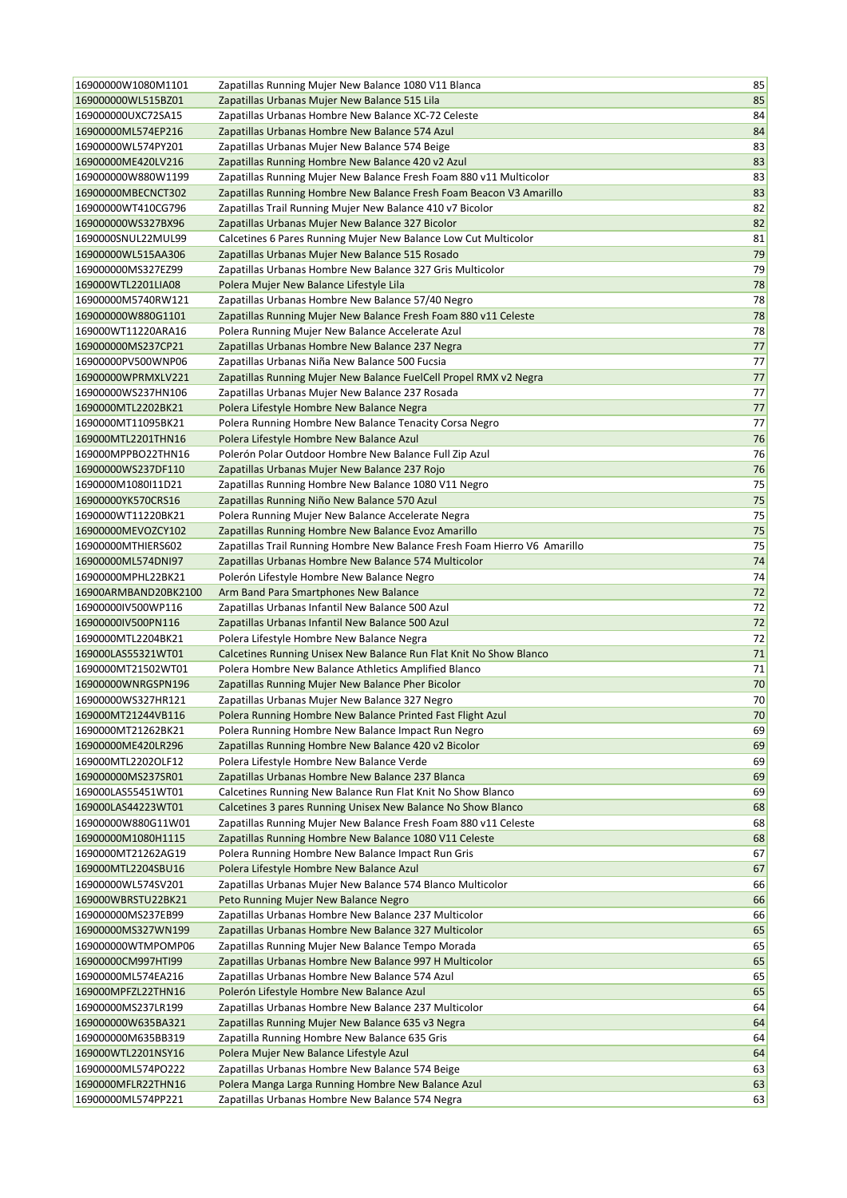| | | |
|---|---|---|
| 16900000W1080M1101 | Zapatillas Running Mujer New Balance 1080 V11 Blanca | 85 |
| 169000000WL515BZ01 | Zapatillas Urbanas Mujer New Balance 515 Lila | 85 |
| 169000000UXC72SA15 | Zapatillas Urbanas Hombre New Balance XC-72 Celeste | 84 |
| 16900000ML574EP216 | Zapatillas Urbanas Hombre New Balance 574 Azul | 84 |
| 16900000WL574PY201 | Zapatillas Urbanas Mujer New Balance 574 Beige | 83 |
| 16900000ME420LV216 | Zapatillas Running Hombre New Balance 420 v2 Azul | 83 |
| 169000000W880W1199 | Zapatillas Running Mujer New Balance Fresh Foam 880 v11 Multicolor | 83 |
| 16900000MBECNCT302 | Zapatillas Running Hombre New Balance Fresh Foam Beacon V3 Amarillo | 83 |
| 16900000WT410CG796 | Zapatillas Trail Running Mujer New Balance 410 v7 Bicolor | 82 |
| 169000000WS327BX96 | Zapatillas Urbanas Mujer New Balance 327 Bicolor | 82 |
| 1690000SNUL22MUL99 | Calcetines 6 Pares Running Mujer New Balance Low Cut Multicolor | 81 |
| 16900000WL515AA306 | Zapatillas Urbanas Mujer New Balance 515 Rosado | 79 |
| 169000000MS327EZ99 | Zapatillas Urbanas Hombre New Balance 327 Gris Multicolor | 79 |
| 169000WTL2201LIA08 | Polera Mujer New Balance Lifestyle Lila | 78 |
| 16900000M5740RW121 | Zapatillas Urbanas Hombre New Balance 57/40 Negro | 78 |
| 169000000W880G1101 | Zapatillas Running Mujer New Balance Fresh Foam 880 v11 Celeste | 78 |
| 169000WT11220ARA16 | Polera Running Mujer New Balance Accelerate Azul | 78 |
| 169000000MS237CP21 | Zapatillas Urbanas Hombre New Balance 237 Negra | 77 |
| 16900000PV500WNP06 | Zapatillas Urbanas Niña New Balance 500 Fucsia | 77 |
| 16900000WPRMXLV221 | Zapatillas Running Mujer New Balance FuelCell Propel RMX v2 Negra | 77 |
| 16900000WS237HN106 | Zapatillas Urbanas Mujer New Balance 237 Rosada | 77 |
| 1690000MTL2202BK21 | Polera Lifestyle Hombre New Balance Negra | 77 |
| 1690000MT11095BK21 | Polera Running Hombre New Balance Tenacity Corsa Negro | 77 |
| 169000MTL2201THN16 | Polera Lifestyle Hombre New Balance Azul | 76 |
| 169000MPPBO22THN16 | Polerón Polar Outdoor Hombre New Balance Full Zip Azul | 76 |
| 16900000WS237DF110 | Zapatillas Urbanas Mujer New Balance 237 Rojo | 76 |
| 1690000M1080I11D21 | Zapatillas Running Hombre New Balance 1080 V11 Negro | 75 |
| 16900000YK570CRS16 | Zapatillas Running Niño New Balance 570 Azul | 75 |
| 1690000WT11220BK21 | Polera Running Mujer New Balance Accelerate Negra | 75 |
| 16900000MEVOZCY102 | Zapatillas Running Hombre New Balance Evoz Amarillo | 75 |
| 16900000MTHIERS602 | Zapatillas Trail Running Hombre New Balance Fresh Foam Hierro V6 Amarillo | 75 |
| 16900000ML574DNI97 | Zapatillas Urbanas Hombre New Balance 574 Multicolor | 74 |
| 16900000MPHL22BK21 | Polerón Lifestyle Hombre New Balance Negro | 74 |
| 16900ARMBAND20BK2100 | Arm Band Para Smartphones New Balance | 72 |
| 16900000IV500WP116 | Zapatillas Urbanas Infantil New Balance 500 Azul | 72 |
| 16900000IV500PN116 | Zapatillas Urbanas Infantil New Balance 500 Azul | 72 |
| 1690000MTL2204BK21 | Polera Lifestyle Hombre New Balance Negra | 72 |
| 169000LAS55321WT01 | Calcetines Running Unisex New Balance Run Flat Knit No Show Blanco | 71 |
| 1690000MT21502WT01 | Polera Hombre New Balance Athletics Amplified Blanco | 71 |
| 16900000WNRGSPN196 | Zapatillas Running Mujer New Balance Pher Bicolor | 70 |
| 16900000WS327HR121 | Zapatillas Urbanas Mujer New Balance 327 Negro | 70 |
| 169000MT21244VB116 | Polera Running Hombre New Balance Printed Fast Flight Azul | 70 |
| 1690000MT21262BK21 | Polera Running Hombre New Balance Impact Run Negro | 69 |
| 16900000ME420LR296 | Zapatillas Running Hombre New Balance 420 v2 Bicolor | 69 |
| 169000MTL2202OLF12 | Polera Lifestyle Hombre New Balance Verde | 69 |
| 169000000MS237SR01 | Zapatillas Urbanas Hombre New Balance 237 Blanca | 69 |
| 169000LAS55451WT01 | Calcetines Running New Balance Run Flat Knit No Show Blanco | 69 |
| 169000LAS44223WT01 | Calcetines 3 pares Running Unisex New Balance No Show Blanco | 68 |
| 16900000W880G11W01 | Zapatillas Running Mujer New Balance Fresh Foam 880 v11 Celeste | 68 |
| 16900000M1080H1115 | Zapatillas Running Hombre New Balance 1080 V11 Celeste | 68 |
| 1690000MT21262AG19 | Polera Running Hombre New Balance Impact Run Gris | 67 |
| 169000MTL2204SBU16 | Polera Lifestyle Hombre New Balance Azul | 67 |
| 16900000WL574SV201 | Zapatillas Urbanas Mujer New Balance 574 Blanco Multicolor | 66 |
| 169000WBRSTU22BK21 | Peto Running Mujer New Balance Negro | 66 |
| 169000000MS237EB99 | Zapatillas Urbanas Hombre New Balance 237 Multicolor | 66 |
| 16900000MS327WN199 | Zapatillas Urbanas Hombre New Balance 327 Multicolor | 65 |
| 169000000WTMPOMP06 | Zapatillas Running Mujer New Balance Tempo Morada | 65 |
| 16900000CM997HTI99 | Zapatillas Urbanas Hombre New Balance 997 H Multicolor | 65 |
| 16900000ML574EA216 | Zapatillas Urbanas Hombre New Balance 574 Azul | 65 |
| 169000MPFZL22THN16 | Polerón Lifestyle Hombre New Balance Azul | 65 |
| 16900000MS237LR199 | Zapatillas Urbanas Hombre New Balance 237 Multicolor | 64 |
| 169000000W635BA321 | Zapatillas Running Mujer New Balance 635 v3 Negra | 64 |
| 169000000M635BB319 | Zapatilla Running Hombre New Balance 635 Gris | 64 |
| 169000WTL2201NSY16 | Polera Mujer New Balance Lifestyle Azul | 64 |
| 16900000ML574PO222 | Zapatillas Urbanas Hombre New Balance 574 Beige | 63 |
| 1690000MFLR22THN16 | Polera Manga Larga Running Hombre New Balance Azul | 63 |
| 16900000ML574PP221 | Zapatillas Urbanas Hombre New Balance 574 Negra | 63 |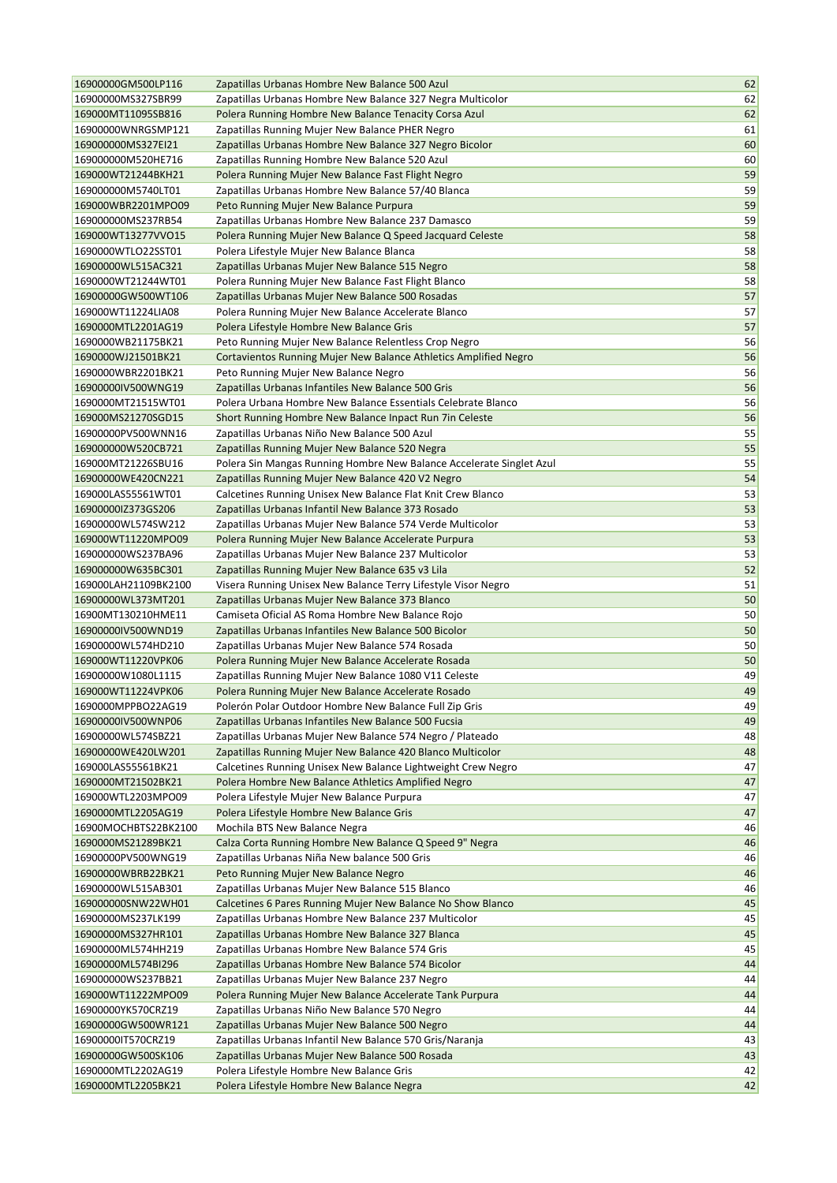| | | |
|---|---|---|
| 16900000GM500LP116 | Zapatillas Urbanas Hombre New Balance 500 Azul | 62 |
| 16900000MS327SBR99 | Zapatillas Urbanas Hombre New Balance 327 Negra Multicolor | 62 |
| 169000MT11095SB816 | Polera Running Hombre New Balance Tenacity Corsa Azul | 62 |
| 16900000WNRGSMP121 | Zapatillas Running Mujer New Balance PHER Negro | 61 |
| 169000000MS327EI21 | Zapatillas Urbanas Hombre New Balance 327 Negro Bicolor | 60 |
| 169000000M520HE716 | Zapatillas Running Hombre New Balance 520 Azul | 60 |
| 169000WT21244BKH21 | Polera Running Mujer New Balance Fast Flight Negro | 59 |
| 169000000M5740LT01 | Zapatillas Urbanas Hombre New Balance 57/40 Blanca | 59 |
| 169000WBR2201MPO09 | Peto Running Mujer New Balance Purpura | 59 |
| 169000000MS237RB54 | Zapatillas Urbanas Hombre New Balance 237 Damasco | 59 |
| 169000WT13277VVO15 | Polera Running Mujer New Balance Q Speed Jacquard Celeste | 58 |
| 1690000WTLO22SST01 | Polera Lifestyle Mujer New Balance Blanca | 58 |
| 16900000WL515AC321 | Zapatillas Urbanas Mujer New Balance 515 Negro | 58 |
| 1690000WT21244WT01 | Polera Running Mujer New Balance Fast Flight Blanco | 58 |
| 16900000GW500WT106 | Zapatillas Urbanas Mujer New Balance 500 Rosadas | 57 |
| 169000WT11224LIA08 | Polera Running Mujer New Balance Accelerate Blanco | 57 |
| 1690000MTL2201AG19 | Polera Lifestyle Hombre New Balance Gris | 57 |
| 1690000WB21175BK21 | Peto Running Mujer New Balance Relentless Crop Negro | 56 |
| 1690000WJ21501BK21 | Cortavientos Running Mujer New Balance Athletics Amplified Negro | 56 |
| 1690000WBR2201BK21 | Peto Running Mujer New Balance Negro | 56 |
| 16900000IV500WNG19 | Zapatillas Urbanas Infantiles New Balance 500 Gris | 56 |
| 1690000MT21515WT01 | Polera Urbana Hombre New Balance Essentials Celebrate Blanco | 56 |
| 169000MS21270SGD15 | Short Running Hombre New Balance Inpact Run 7in Celeste | 56 |
| 16900000PV500WNN16 | Zapatillas Urbanas Niño New Balance 500 Azul | 55 |
| 169000000W520CB721 | Zapatillas Running Mujer New Balance 520 Negra | 55 |
| 169000MT21226SBU16 | Polera Sin Mangas Running Hombre New Balance Accelerate Singlet Azul | 55 |
| 16900000WE420CN221 | Zapatillas Running Mujer New Balance 420 V2 Negro | 54 |
| 169000LAS55561WT01 | Calcetines Running Unisex New Balance Flat Knit Crew Blanco | 53 |
| 16900000IZ373GS206 | Zapatillas Urbanas Infantil New Balance 373 Rosado | 53 |
| 16900000WL574SW212 | Zapatillas Urbanas Mujer New Balance 574 Verde Multicolor | 53 |
| 169000WT11220MPO09 | Polera Running Mujer New Balance Accelerate Purpura | 53 |
| 169000000WS237BA96 | Zapatillas Urbanas Mujer New Balance 237 Multicolor | 53 |
| 169000000W635BC301 | Zapatillas Running Mujer New Balance 635 v3 Lila | 52 |
| 169000LAH21109BK2100 | Visera Running Unisex New Balance Terry Lifestyle Visor Negro | 51 |
| 16900000WL373MT201 | Zapatillas Urbanas Mujer New Balance 373 Blanco | 50 |
| 16900MT130210HME11 | Camiseta Oficial AS Roma Hombre New Balance Rojo | 50 |
| 16900000IV500WND19 | Zapatillas Urbanas Infantiles New Balance 500 Bicolor | 50 |
| 16900000WL574HD210 | Zapatillas Urbanas Mujer New Balance 574 Rosada | 50 |
| 169000WT11220VPK06 | Polera Running Mujer New Balance Accelerate Rosada | 50 |
| 16900000W1080L1115 | Zapatillas Running Mujer New Balance 1080 V11 Celeste | 49 |
| 169000WT11224VPK06 | Polera Running Mujer New Balance Accelerate Rosado | 49 |
| 1690000MPPBO22AG19 | Polerón Polar Outdoor Hombre New Balance Full Zip Gris | 49 |
| 16900000IV500WNP06 | Zapatillas Urbanas Infantiles New Balance 500 Fucsia | 49 |
| 16900000WL574SBZ21 | Zapatillas Urbanas Mujer New Balance 574 Negro / Plateado | 48 |
| 16900000WE420LW201 | Zapatillas Running Mujer New Balance 420 Blanco Multicolor | 48 |
| 169000LAS55561BK21 | Calcetines Running Unisex New Balance Lightweight Crew Negro | 47 |
| 1690000MT21502BK21 | Polera Hombre New Balance Athletics Amplified Negro | 47 |
| 169000WTL2203MPO09 | Polera Lifestyle Mujer New Balance Purpura | 47 |
| 1690000MTL2205AG19 | Polera Lifestyle Hombre New Balance Gris | 47 |
| 16900MOCHBTS22BK2100 | Mochila BTS New Balance Negra | 46 |
| 1690000MS21289BK21 | Calza Corta Running Hombre New Balance Q Speed 9" Negra | 46 |
| 16900000PV500WNG19 | Zapatillas Urbanas Niña New balance 500 Gris | 46 |
| 16900000WBRB22BK21 | Peto Running Mujer New Balance Negro | 46 |
| 16900000WL515AB301 | Zapatillas Urbanas Mujer New Balance 515 Blanco | 46 |
| 169000000SNW22WH01 | Calcetines 6 Pares Running Mujer New Balance No Show Blanco | 45 |
| 16900000MS237LK199 | Zapatillas Urbanas Hombre New Balance 237 Multicolor | 45 |
| 16900000MS327HR101 | Zapatillas Urbanas Hombre New Balance 327 Blanca | 45 |
| 16900000ML574HH219 | Zapatillas Urbanas Hombre New Balance 574 Gris | 45 |
| 16900000ML574BI296 | Zapatillas Urbanas Hombre New Balance 574 Bicolor | 44 |
| 169000000WS237BB21 | Zapatillas Urbanas Mujer New Balance 237 Negro | 44 |
| 169000WT11222MPO09 | Polera Running Mujer New Balance Accelerate Tank Purpura | 44 |
| 16900000YK570CRZ19 | Zapatillas Urbanas Niño New Balance 570 Negro | 44 |
| 16900000GW500WR121 | Zapatillas Urbanas Mujer New Balance 500 Negro | 44 |
| 16900000IT570CRZ19 | Zapatillas Urbanas Infantil New Balance 570 Gris/Naranja | 43 |
| 16900000GW500SK106 | Zapatillas Urbanas Mujer New Balance 500 Rosada | 43 |
| 1690000MTL2202AG19 | Polera Lifestyle Hombre New Balance Gris | 42 |
| 1690000MTL2205BK21 | Polera Lifestyle Hombre New Balance Negra | 42 |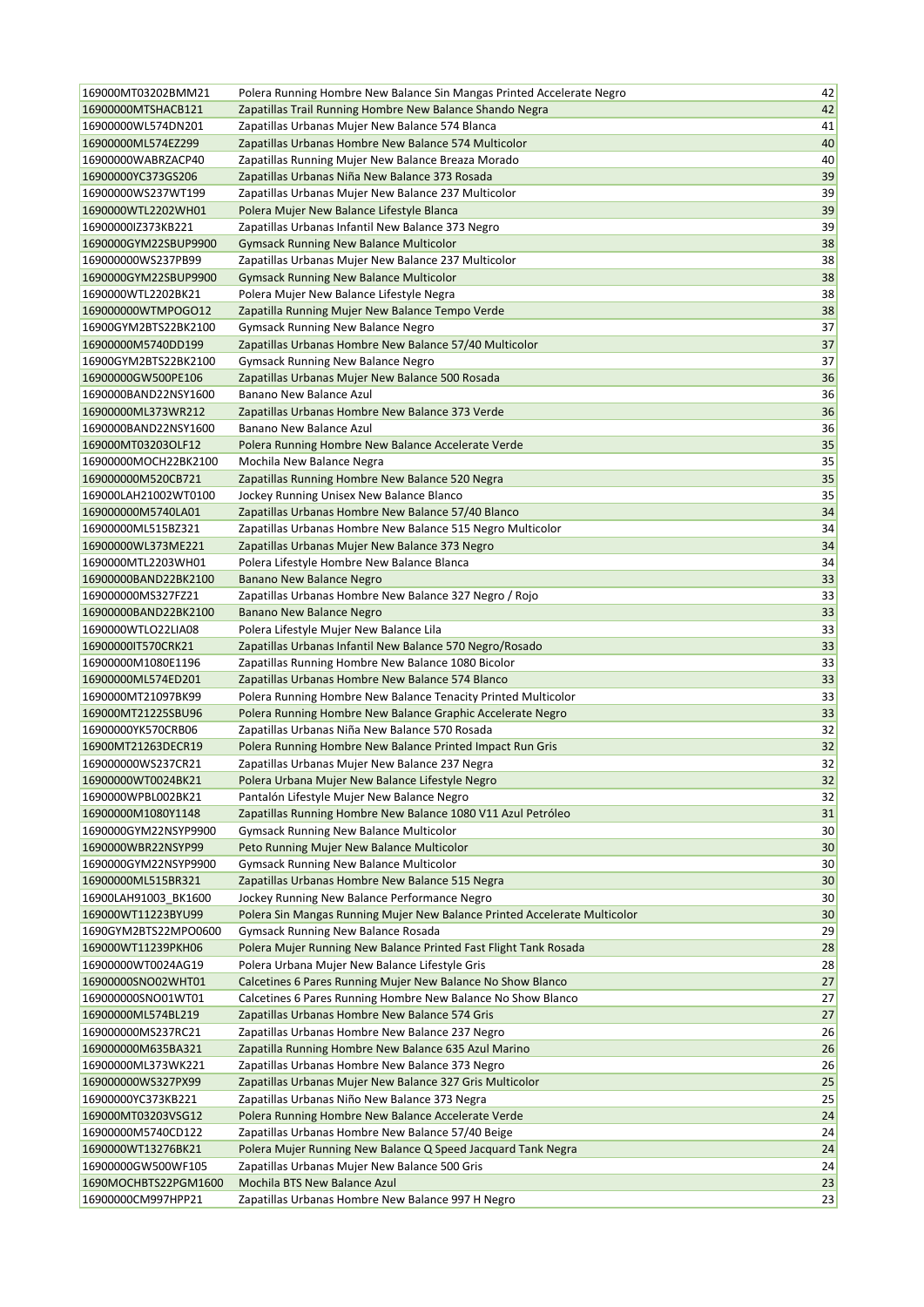| | | |
|---|---|---|
| 169000MT03202BMM21 | Polera Running Hombre New Balance Sin Mangas Printed Accelerate Negro | 42 |
| 16900000MTSHACB121 | Zapatillas Trail Running Hombre New Balance Shando Negra | 42 |
| 16900000WL574DN201 | Zapatillas Urbanas Mujer New Balance 574 Blanca | 41 |
| 16900000ML574EZ299 | Zapatillas Urbanas Hombre New Balance 574 Multicolor | 40 |
| 16900000WABRZACP40 | Zapatillas Running Mujer New Balance Breaza Morado | 40 |
| 16900000YC373GS206 | Zapatillas Urbanas Niña New Balance 373 Rosada | 39 |
| 16900000WS237WT199 | Zapatillas Urbanas Mujer New Balance 237 Multicolor | 39 |
| 1690000WTL2202WH01 | Polera Mujer New Balance Lifestyle Blanca | 39 |
| 16900000IZ373KB221 | Zapatillas Urbanas Infantil New Balance 373 Negro | 39 |
| 1690000GYM22SBUP9900 | Gymsack Running New Balance Multicolor | 38 |
| 169000000WS237PB99 | Zapatillas Urbanas Mujer New Balance 237 Multicolor | 38 |
| 1690000GYM22SBUP9900 | Gymsack Running New Balance Multicolor | 38 |
| 1690000WTL2202BK21 | Polera Mujer New Balance Lifestyle Negra | 38 |
| 169000000WTMPOGO12 | Zapatilla Running Mujer New Balance Tempo Verde | 38 |
| 16900GYM2BTS22BK2100 | Gymsack Running New Balance Negro | 37 |
| 16900000M5740DD199 | Zapatillas Urbanas Hombre New Balance 57/40 Multicolor | 37 |
| 16900GYM2BTS22BK2100 | Gymsack Running New Balance Negro | 37 |
| 16900000GW500PE106 | Zapatillas Urbanas Mujer New Balance 500 Rosada | 36 |
| 1690000BAND22NSY1600 | Banano New Balance Azul | 36 |
| 16900000ML373WR212 | Zapatillas Urbanas Hombre New Balance 373 Verde | 36 |
| 1690000BAND22NSY1600 | Banano New Balance Azul | 36 |
| 169000MT03203OLF12 | Polera Running Hombre New Balance Accelerate Verde | 35 |
| 16900000MOCH22BK2100 | Mochila New Balance Negra | 35 |
| 169000000M520CB721 | Zapatillas Running Hombre New Balance 520 Negra | 35 |
| 169000LAH21002WT0100 | Jockey Running Unisex New Balance Blanco | 35 |
| 169000000M5740LA01 | Zapatillas Urbanas Hombre New Balance 57/40 Blanco | 34 |
| 16900000ML515BZ321 | Zapatillas Urbanas Hombre New Balance 515 Negro Multicolor | 34 |
| 16900000WL373ME221 | Zapatillas Urbanas Mujer New Balance 373 Negro | 34 |
| 1690000MTL2203WH01 | Polera Lifestyle Hombre New Balance Blanca | 34 |
| 16900000BAND22BK2100 | Banano New Balance Negro | 33 |
| 169000000MS327FZ21 | Zapatillas Urbanas Hombre New Balance 327 Negro / Rojo | 33 |
| 16900000BAND22BK2100 | Banano New Balance Negro | 33 |
| 1690000WTLO22LIA08 | Polera Lifestyle Mujer New Balance Lila | 33 |
| 16900000IT570CRK21 | Zapatillas Urbanas Infantil New Balance 570 Negro/Rosado | 33 |
| 16900000M1080E1196 | Zapatillas Running Hombre New Balance 1080 Bicolor | 33 |
| 16900000ML574ED201 | Zapatillas Urbanas Hombre New Balance 574 Blanco | 33 |
| 1690000MT21097BK99 | Polera Running Hombre New Balance Tenacity Printed Multicolor | 33 |
| 169000MT21225SBU96 | Polera Running Hombre New Balance Graphic Accelerate Negro | 33 |
| 16900000YK570CRB06 | Zapatillas Urbanas Niña New Balance 570 Rosada | 32 |
| 16900MT21263DECR19 | Polera Running Hombre New Balance Printed Impact Run Gris | 32 |
| 169000000WS237CR21 | Zapatillas Urbanas Mujer New Balance 237 Negra | 32 |
| 16900000WT0024BK21 | Polera Urbana Mujer New Balance Lifestyle Negro | 32 |
| 1690000WPBL002BK21 | Pantalón Lifestyle Mujer New Balance Negro | 32 |
| 16900000M1080Y1148 | Zapatillas Running Hombre New Balance 1080 V11 Azul Petróleo | 31 |
| 1690000GYM22NSYP9900 | Gymsack Running New Balance Multicolor | 30 |
| 1690000WBR22NSYP99 | Peto Running Mujer New Balance Multicolor | 30 |
| 1690000GYM22NSYP9900 | Gymsack Running New Balance Multicolor | 30 |
| 16900000ML515BR321 | Zapatillas Urbanas Hombre New Balance 515 Negra | 30 |
| 16900LAH91003_BK1600 | Jockey Running New Balance Performance Negro | 30 |
| 169000WT11223BYU99 | Polera Sin Mangas Running Mujer New Balance Printed Accelerate Multicolor | 30 |
| 1690GYM2BTS22MPO0600 | Gymsack Running New Balance Rosada | 29 |
| 169000WT11239PKH06 | Polera Mujer Running New Balance Printed Fast Flight Tank Rosada | 28 |
| 16900000WT0024AG19 | Polera Urbana Mujer New Balance Lifestyle Gris | 28 |
| 16900000SNO02WHT01 | Calcetines 6 Pares Running Mujer New Balance No Show Blanco | 27 |
| 169000000SNO01WT01 | Calcetines 6 Pares Running Hombre New Balance No Show Blanco | 27 |
| 16900000ML574BL219 | Zapatillas Urbanas Hombre New Balance 574 Gris | 27 |
| 169000000MS237RC21 | Zapatillas Urbanas Hombre New Balance 237 Negro | 26 |
| 169000000M635BA321 | Zapatilla Running Hombre New Balance 635 Azul Marino | 26 |
| 16900000ML373WK221 | Zapatillas Urbanas Hombre New Balance 373 Negro | 26 |
| 169000000WS327PX99 | Zapatillas Urbanas Mujer New Balance 327 Gris Multicolor | 25 |
| 16900000YC373KB221 | Zapatillas Urbanas Niño New Balance 373 Negra | 25 |
| 169000MT03203VSG12 | Polera Running Hombre New Balance Accelerate Verde | 24 |
| 16900000M5740CD122 | Zapatillas Urbanas Hombre New Balance 57/40 Beige | 24 |
| 1690000WT13276BK21 | Polera Mujer Running New Balance Q Speed Jacquard Tank Negra | 24 |
| 16900000GW500WF105 | Zapatillas Urbanas Mujer New Balance 500 Gris | 24 |
| 1690MOCHBTS22PGM1600 | Mochila BTS New Balance Azul | 23 |
| 16900000CM997HPP21 | Zapatillas Urbanas Hombre New Balance 997 H Negro | 23 |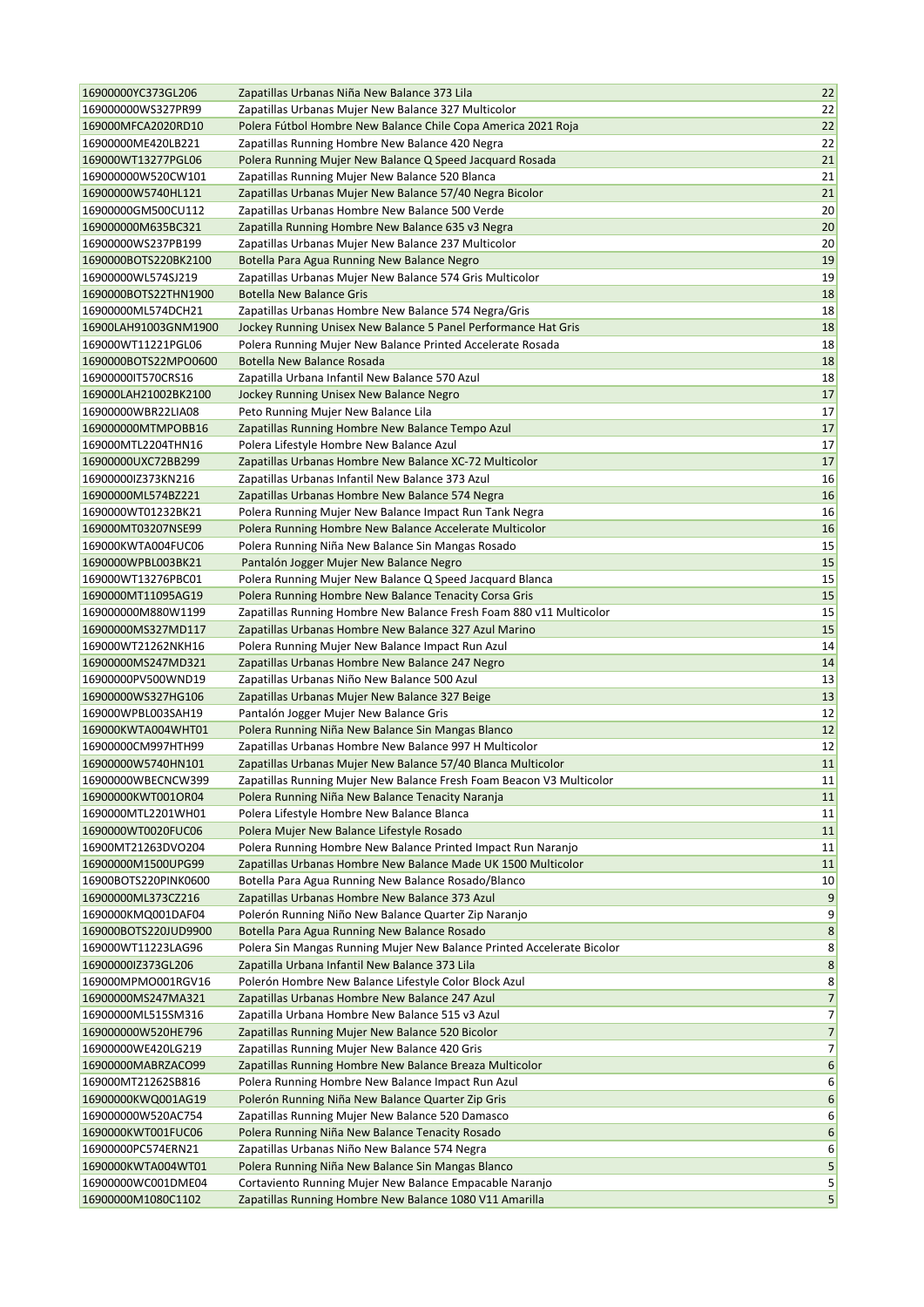| 16900000YC373GL206 | Zapatillas Urbanas Niña New Balance 373 Lila | 22 |
|---|---|---|
| 169000000WS327PR99 | Zapatillas Urbanas Mujer New Balance 327 Multicolor | 22 |
| 169000MFCA2020RD10 | Polera Fútbol Hombre New Balance Chile Copa America 2021 Roja | 22 |
| 16900000ME420LB221 | Zapatillas Running Hombre New Balance 420 Negra | 22 |
| 169000WT13277PGL06 | Polera Running Mujer New Balance Q Speed Jacquard Rosada | 21 |
| 169000000W520CW101 | Zapatillas Running Mujer New Balance 520 Blanca | 21 |
| 16900000W5740HL121 | Zapatillas Urbanas Mujer New Balance 57/40 Negra Bicolor | 21 |
| 16900000GM500CU112 | Zapatillas Urbanas Hombre New Balance 500 Verde | 20 |
| 169000000M635BC321 | Zapatilla Running Hombre New Balance 635 v3 Negra | 20 |
| 16900000WS237PB199 | Zapatillas Urbanas Mujer New Balance 237 Multicolor | 20 |
| 1690000BOTS220BK2100 | Botella Para Agua Running New Balance Negro | 19 |
| 16900000WL574SJ219 | Zapatillas Urbanas Mujer New Balance 574 Gris Multicolor | 19 |
| 1690000BOTS22THN1900 | Botella New Balance Gris | 18 |
| 16900000ML574DCH21 | Zapatillas Urbanas Hombre New Balance 574 Negra/Gris | 18 |
| 16900LAH91003GNM1900 | Jockey Running Unisex New Balance 5 Panel Performance Hat Gris | 18 |
| 169000WT11221PGL06 | Polera Running Mujer New Balance Printed Accelerate Rosada | 18 |
| 1690000BOTS22MPO0600 | Botella New Balance Rosada | 18 |
| 16900000IT570CRS16 | Zapatilla Urbana Infantil New Balance 570 Azul | 18 |
| 169000LAH21002BK2100 | Jockey Running Unisex New Balance Negro | 17 |
| 16900000WBR22LIA08 | Peto Running Mujer New Balance Lila | 17 |
| 169000000MTMPOBB16 | Zapatillas Running Hombre New Balance Tempo Azul | 17 |
| 169000MTL2204THN16 | Polera Lifestyle Hombre New Balance Azul | 17 |
| 16900000UXC72BB299 | Zapatillas Urbanas Hombre New Balance XC-72 Multicolor | 17 |
| 16900000IZ373KN216 | Zapatillas Urbanas Infantil New Balance 373 Azul | 16 |
| 16900000ML574BZ221 | Zapatillas Urbanas Hombre New Balance 574 Negra | 16 |
| 1690000WT01232BK21 | Polera Running Mujer New Balance Impact Run Tank Negra | 16 |
| 169000MT03207NSE99 | Polera Running Hombre New Balance Accelerate Multicolor | 16 |
| 169000KWTA004FUC06 | Polera Running Niña New Balance Sin Mangas Rosado | 15 |
| 1690000WPBL003BK21 | Pantalón Jogger Mujer New Balance Negro | 15 |
| 169000WT13276PBC01 | Polera Running Mujer New Balance Q Speed Jacquard Blanca | 15 |
| 1690000MT11095AG19 | Polera Running Hombre New Balance Tenacity Corsa Gris | 15 |
| 169000000M880W1199 | Zapatillas Running Hombre New Balance Fresh Foam 880 v11 Multicolor | 15 |
| 16900000MS327MD117 | Zapatillas Urbanas Hombre New Balance 327 Azul Marino | 15 |
| 169000WT21262NKH16 | Polera Running Mujer New Balance Impact Run Azul | 14 |
| 16900000MS247MD321 | Zapatillas Urbanas Hombre New Balance 247 Negro | 14 |
| 16900000PV500WND19 | Zapatillas Urbanas Niño New Balance 500 Azul | 13 |
| 16900000WS327HG106 | Zapatillas Urbanas Mujer New Balance 327 Beige | 13 |
| 169000WPBL003SAH19 | Pantalón Jogger Mujer New Balance Gris | 12 |
| 169000KWTA004WHT01 | Polera Running Niña New Balance Sin Mangas Blanco | 12 |
| 16900000CM997HTH99 | Zapatillas Urbanas Hombre New Balance 997 H Multicolor | 12 |
| 16900000W5740HN101 | Zapatillas Urbanas Mujer New Balance 57/40 Blanca Multicolor | 11 |
| 16900000WBECNCW399 | Zapatillas Running Mujer New Balance Fresh Foam Beacon V3 Multicolor | 11 |
| 16900000KWT001OR04 | Polera Running Niña New Balance Tenacity Naranja | 11 |
| 1690000MTL2201WH01 | Polera Lifestyle Hombre New Balance Blanca | 11 |
| 1690000WT0020FUC06 | Polera Mujer New Balance Lifestyle Rosado | 11 |
| 16900MT21263DVO204 | Polera Running Hombre New Balance Printed Impact Run Naranjo | 11 |
| 16900000M1500UPG99 | Zapatillas Urbanas Hombre New Balance Made UK 1500 Multicolor | 11 |
| 16900BOTS220PINK0600 | Botella Para Agua Running New Balance Rosado/Blanco | 10 |
| 16900000ML373CZ216 | Zapatillas Urbanas Hombre New Balance 373 Azul | 9 |
| 1690000KMQ001DAF04 | Polerón Running Niño New Balance Quarter Zip Naranjo | 9 |
| 169000BOTS220JUD9900 | Botella Para Agua Running New Balance Rosado | 8 |
| 169000WT11223LAG96 | Polera Sin Mangas Running Mujer New Balance Printed Accelerate Bicolor | 8 |
| 16900000IZ373GL206 | Zapatilla Urbana Infantil New Balance 373 Lila | 8 |
| 169000MPMO001RGV16 | Polerón Hombre New Balance Lifestyle Color Block Azul | 8 |
| 16900000MS247MA321 | Zapatillas Urbanas Hombre New Balance 247 Azul | 7 |
| 16900000ML515SM316 | Zapatilla Urbana Hombre New Balance 515 v3 Azul | 7 |
| 169000000W520HE796 | Zapatillas Running Mujer New Balance 520 Bicolor | 7 |
| 16900000WE420LG219 | Zapatillas Running Mujer New Balance 420 Gris | 7 |
| 16900000MABRZACO99 | Zapatillas Running Hombre New Balance Breaza Multicolor | 6 |
| 169000MT21262SB816 | Polera Running Hombre New Balance Impact Run Azul | 6 |
| 16900000KWQ001AG19 | Polerón Running Niña New Balance Quarter Zip Gris | 6 |
| 169000000W520AC754 | Zapatillas Running Mujer New Balance 520 Damasco | 6 |
| 1690000KWT001FUC06 | Polera Running Niña New Balance Tenacity Rosado | 6 |
| 16900000PC574ERN21 | Zapatillas Urbanas Niño New Balance 574 Negra | 6 |
| 1690000KWTA004WT01 | Polera Running Niña New Balance Sin Mangas Blanco | 5 |
| 16900000WC001DME04 | Cortaviento Running Mujer New Balance Empacable Naranjo | 5 |
| 16900000M1080C1102 | Zapatillas Running Hombre New Balance 1080 V11 Amarilla | 5 |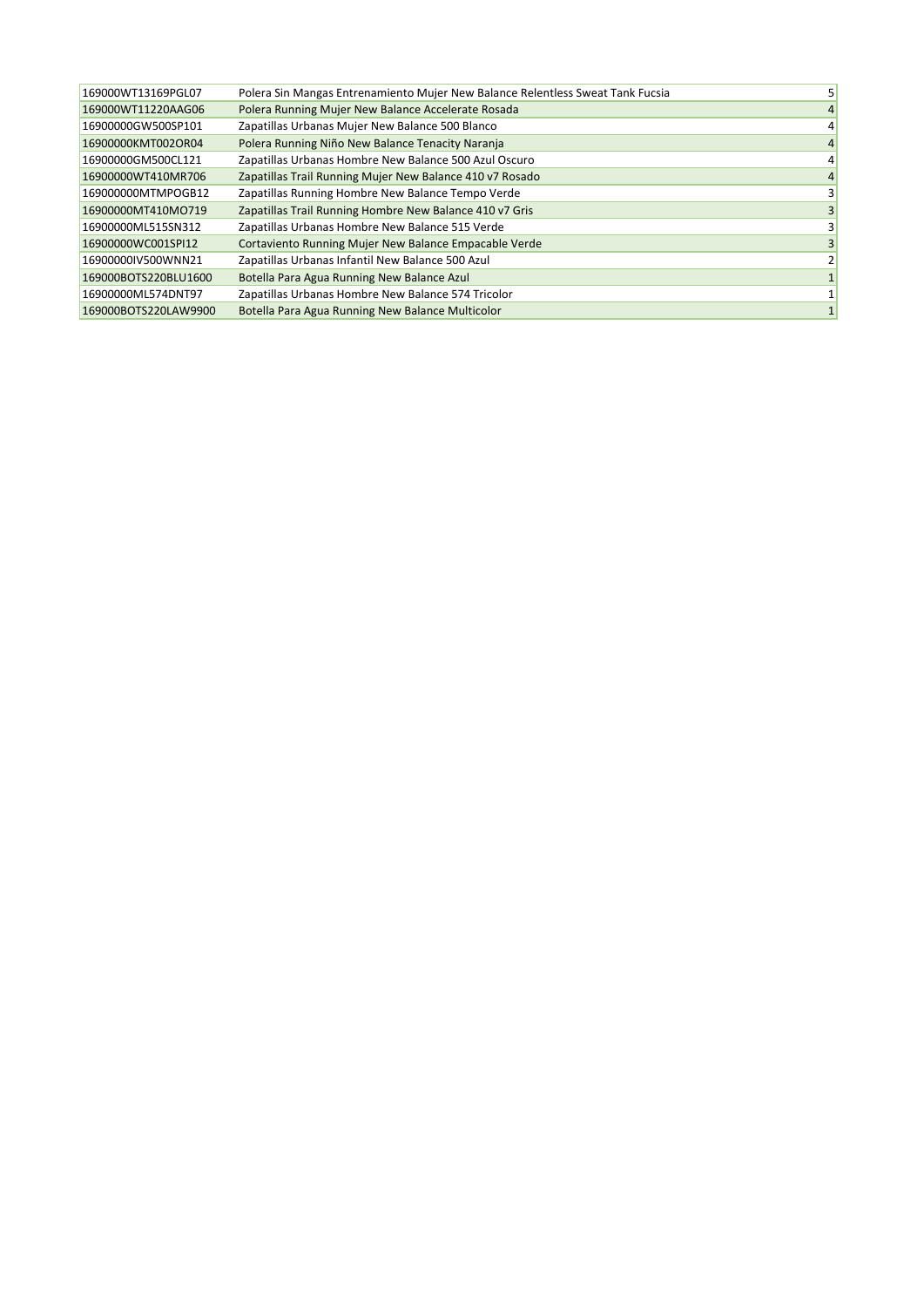| | | |
|---|---|---|
| 169000WT13169PGL07 | Polera Sin Mangas Entrenamiento Mujer New Balance Relentless Sweat Tank Fucsia | 5 |
| 169000WT11220AAG06 | Polera Running Mujer New Balance Accelerate Rosada | 4 |
| 16900000GW500SP101 | Zapatillas Urbanas Mujer New Balance 500 Blanco | 4 |
| 16900000KMT002OR04 | Polera Running Niño New Balance Tenacity Naranja | 4 |
| 16900000GM500CL121 | Zapatillas Urbanas Hombre New Balance 500 Azul Oscuro | 4 |
| 16900000WT410MR706 | Zapatillas Trail Running Mujer New Balance 410 v7 Rosado | 4 |
| 169000000MTMPOGB12 | Zapatillas Running Hombre New Balance Tempo Verde | 3 |
| 16900000MT410MO719 | Zapatillas Trail Running Hombre New Balance 410 v7 Gris | 3 |
| 16900000ML515SN312 | Zapatillas Urbanas Hombre New Balance 515 Verde | 3 |
| 16900000WC001SPI12 | Cortaviento Running Mujer New Balance Empacable Verde | 3 |
| 16900000IV500WNN21 | Zapatillas Urbanas Infantil New Balance 500 Azul | 2 |
| 169000BOTS220BLU1600 | Botella Para Agua Running New Balance Azul | 1 |
| 16900000ML574DNT97 | Zapatillas Urbanas Hombre New Balance 574 Tricolor | 1 |
| 169000BOTS220LAW9900 | Botella Para Agua Running New Balance Multicolor | 1 |